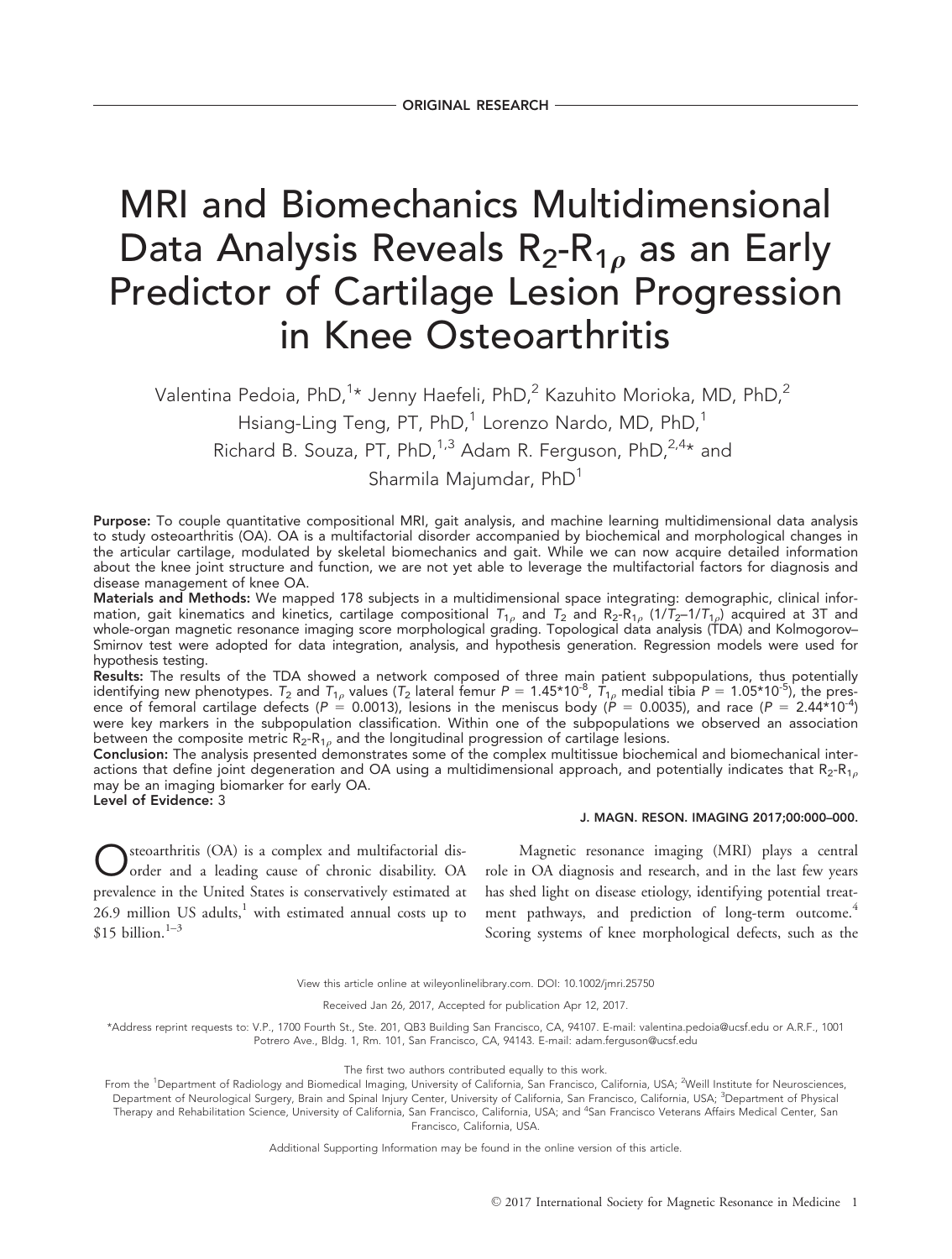ORIGINAL RESEARCH

# MRI and Biomechanics Multidimensional Data Analysis Reveals $R_2$-$R_{1\rho}$ as an Early Predictor of Cartilage Lesion Progression in Knee Osteoarthritis

Valentina Pedoia, PhD,[1]* Jenny Haefeli, PhD,[2] Kazuhito Morioka, MD, PhD,[2] Hsiang-Ling Teng, PT, PhD,[1] Lorenzo Nardo, MD, PhD,[1] Richard B. Souza, PT, PhD,[1,3] Adam R. Ferguson, PhD,[2,4]* and Sharmila Majumdar, PhD[1]

**Purpose:** To couple quantitative compositional MRI, gait analysis, and machine learning multidimensional data analysis to study osteoarthritis (OA). OA is a multifactorial disorder accompanied by biochemical and morphological changes in the articular cartilage, modulated by skeletal biomechanics and gait. While we can now acquire detailed information about the knee joint structure and function, we are not yet able to leverage the multifactorial factors for diagnosis and disease management of knee OA.

**Materials and Methods:** We mapped 178 subjects in a multidimensional space integrating: demographic, clinical information, gait kinematics and kinetics, cartilage compositional $T_{1\rho}$ and $T_2$ and $R_2$-$R_{1\rho}$ ($1/T_2$–$1/T_{1\rho}$) acquired at 3T and whole-organ magnetic resonance imaging score morphological grading. Topological data analysis (TDA) and Kolmogorov–Smirnov test were adopted for data integration, analysis, and hypothesis generation. Regression models were used for hypothesis testing.

**Results:** The results of the TDA showed a network composed of three main patient subpopulations, thus potentially identifying new phenotypes. $T_2$ and $T_{1\rho}$ values ($T_2$ lateral femur $P = 1.45*10^{-8}$, $T_{1\rho}$ medial tibia $P = 1.05*10^{-5}$), the presence of femoral cartilage defects ($P = 0.0013$), lesions in the meniscus body ($P = 0.0035$), and race ($P = 2.44*10^{-4}$) were key markers in the subpopulation classification. Within one of the subpopulations we observed an association between the composite metric $R_2$-$R_{1\rho}$ and the longitudinal progression of cartilage lesions.

**Conclusion:** The analysis presented demonstrates some of the complex multitissue biochemical and biomechanical interactions that define joint degeneration and OA using a multidimensional approach, and potentially indicates that $R_2$-$R_{1\rho}$ may be an imaging biomarker for early OA.

**Level of Evidence:** 3

J. MAGN. RESON. IMAGING 2017;00:000–000.

Osteoarthritis (OA) is a complex and multifactorial disorder and a leading cause of chronic disability. OA prevalence in the United States is conservatively estimated at 26.9 million US adults,[1] with estimated annual costs up to \$15 billion.[1–3]

Magnetic resonance imaging (MRI) plays a central role in OA diagnosis and research, and in the last few years has shed light on disease etiology, identifying potential treatment pathways, and prediction of long-term outcome.[4] Scoring systems of knee morphological defects, such as the

View this article online at wileyonlinelibrary.com. DOI: 10.1002/jmri.25750

Received Jan 26, 2017, Accepted for publication Apr 12, 2017.

*Address reprint requests to: V.P., 1700 Fourth St., Ste. 201, QB3 Building San Francisco, CA, 94107. E-mail: valentina.pedoia@ucsf.edu or A.R.F., 1001 Potrero Ave., Bldg. 1, Rm. 101, San Francisco, CA, 94143. E-mail: adam.ferguson@ucsf.edu

The first two authors contributed equally to this work.

From the [1]Department of Radiology and Biomedical Imaging, University of California, San Francisco, California, USA; [2]Weill Institute for Neurosciences, Department of Neurological Surgery, Brain and Spinal Injury Center, University of California, San Francisco, California, USA; [3]Department of Physical Therapy and Rehabilitation Science, University of California, San Francisco, California, USA; and [4]San Francisco Veterans Affairs Medical Center, San Francisco, California, USA.

Additional Supporting Information may be found in the online version of this article.

© 2017 International Society for Magnetic Resonance in Medicine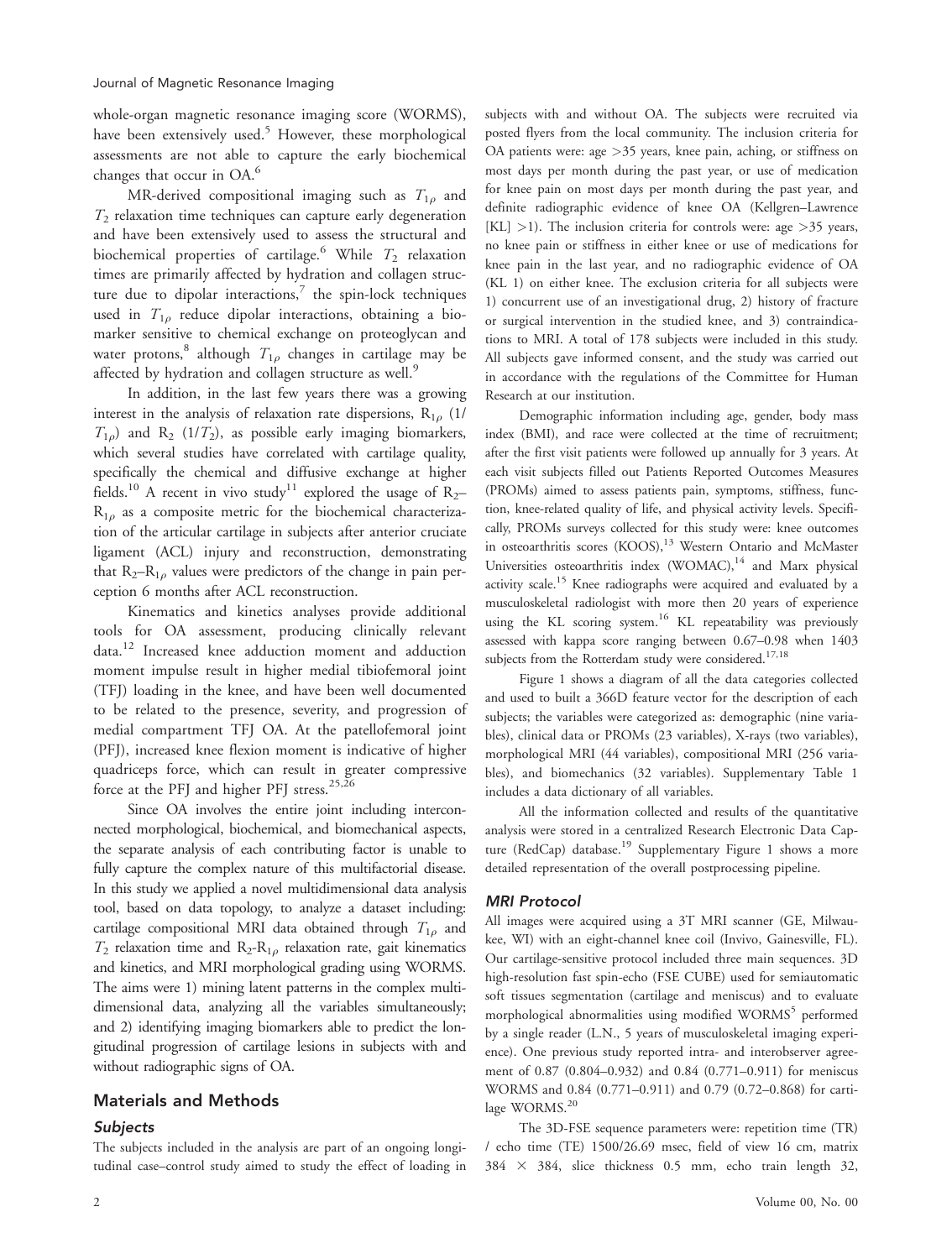whole-organ magnetic resonance imaging score (WORMS), have been extensively used.[5] However, these morphological assessments are not able to capture the early biochemical changes that occur in OA.[6]

MR-derived compositional imaging such as $T_{1\rho}$ and $T_2$ relaxation time techniques can capture early degeneration and have been extensively used to assess the structural and biochemical properties of cartilage.[6] While $T_2$ relaxation times are primarily affected by hydration and collagen structure due to dipolar interactions,[7] the spin-lock techniques used in $T_{1\rho}$ reduce dipolar interactions, obtaining a biomarker sensitive to chemical exchange on proteoglycan and water protons,[8] although $T_{1\rho}$ changes in cartilage may be affected by hydration and collagen structure as well.[9]

In addition, in the last few years there was a growing interest in the analysis of relaxation rate dispersions, $R_{1\rho}$ ($1/T_{1\rho}$) and $R_2$ ($1/T_2$), as possible early imaging biomarkers, which several studies have correlated with cartilage quality, specifically the chemical and diffusive exchange at higher fields.[10] A recent in vivo study[11] explored the usage of $R_2$–$R_{1\rho}$ as a composite metric for the biochemical characterization of the articular cartilage in subjects after anterior cruciate ligament (ACL) injury and reconstruction, demonstrating that $R_2$–$R_{1\rho}$ values were predictors of the change in pain perception 6 months after ACL reconstruction.

Kinematics and kinetics analyses provide additional tools for OA assessment, producing clinically relevant data.[12] Increased knee adduction moment and adduction moment impulse result in higher medial tibiofemoral joint (TFJ) loading in the knee, and have been well documented to be related to the presence, severity, and progression of medial compartment TFJ OA. At the patellofemoral joint (PFJ), increased knee flexion moment is indicative of higher quadriceps force, which can result in greater compressive force at the PFJ and higher PFJ stress.[25,26]

Since OA involves the entire joint including interconnected morphological, biochemical, and biomechanical aspects, the separate analysis of each contributing factor is unable to fully capture the complex nature of this multifactorial disease. In this study we applied a novel multidimensional data analysis tool, based on data topology, to analyze a dataset including: cartilage compositional MRI data obtained through $T_{1\rho}$ and $T_2$ relaxation time and $R_2$-$R_{1\rho}$ relaxation rate, gait kinematics and kinetics, and MRI morphological grading using WORMS. The aims were 1) mining latent patterns in the complex multidimensional data, analyzing all the variables simultaneously; and 2) identifying imaging biomarkers able to predict the longitudinal progression of cartilage lesions in subjects with and without radiographic signs of OA.

## Materials and Methods

### Subjects

The subjects included in the analysis are part of an ongoing longitudinal case–control study aimed to study the effect of loading in subjects with and without OA. The subjects were recruited via posted flyers from the local community. The inclusion criteria for OA patients were: age >35 years, knee pain, aching, or stiffness on most days per month during the past year, or use of medication for knee pain on most days per month during the past year, and definite radiographic evidence of knee OA (Kellgren–Lawrence [KL] >1). The inclusion criteria for controls were: age >35 years, no knee pain or stiffness in either knee or use of medications for knee pain in the last year, and no radiographic evidence of OA (KL 1) on either knee. The exclusion criteria for all subjects were 1) concurrent use of an investigational drug, 2) history of fracture or surgical intervention in the studied knee, and 3) contraindications to MRI. A total of 178 subjects were included in this study. All subjects gave informed consent, and the study was carried out in accordance with the regulations of the Committee for Human Research at our institution.

Demographic information including age, gender, body mass index (BMI), and race were collected at the time of recruitment; after the first visit patients were followed up annually for 3 years. At each visit subjects filled out Patients Reported Outcomes Measures (PROMs) aimed to assess patients pain, symptoms, stiffness, function, knee-related quality of life, and physical activity levels. Specifically, PROMs surveys collected for this study were: knee outcomes in osteoarthritis scores (KOOS),[13] Western Ontario and McMaster Universities osteoarthritis index (WOMAC),[14] and Marx physical activity scale.[15] Knee radiographs were acquired and evaluated by a musculoskeletal radiologist with more then 20 years of experience using the KL scoring system.[16] KL repeatability was previously assessed with kappa score ranging between 0.67–0.98 when 1403 subjects from the Rotterdam study were considered.[17,18]

Figure 1 shows a diagram of all the data categories collected and used to built a 366D feature vector for the description of each subjects; the variables were categorized as: demographic (nine variables), clinical data or PROMs (23 variables), X-rays (two variables), morphological MRI (44 variables), compositional MRI (256 variables), and biomechanics (32 variables). Supplementary Table 1 includes a data dictionary of all variables.

All the information collected and results of the quantitative analysis were stored in a centralized Research Electronic Data Capture (RedCap) database.[19] Supplementary Figure 1 shows a more detailed representation of the overall postprocessing pipeline.

### MRI Protocol

All images were acquired using a 3T MRI scanner (GE, Milwaukee, WI) with an eight-channel knee coil (Invivo, Gainesville, FL). Our cartilage-sensitive protocol included three main sequences. 3D high-resolution fast spin-echo (FSE CUBE) used for semiautomatic soft tissues segmentation (cartilage and meniscus) and to evaluate morphological abnormalities using modified WORMS[5] performed by a single reader (L.N., 5 years of musculoskeletal imaging experience). One previous study reported intra- and interobserver agreement of 0.87 (0.804–0.932) and 0.84 (0.771–0.911) for meniscus WORMS and 0.84 (0.771–0.911) and 0.79 (0.72–0.868) for cartilage WORMS.[20]

The 3D-FSE sequence parameters were: repetition time (TR) / echo time (TE) 1500/26.69 msec, field of view 16 cm, matrix 384 × 384, slice thickness 0.5 mm, echo train length 32,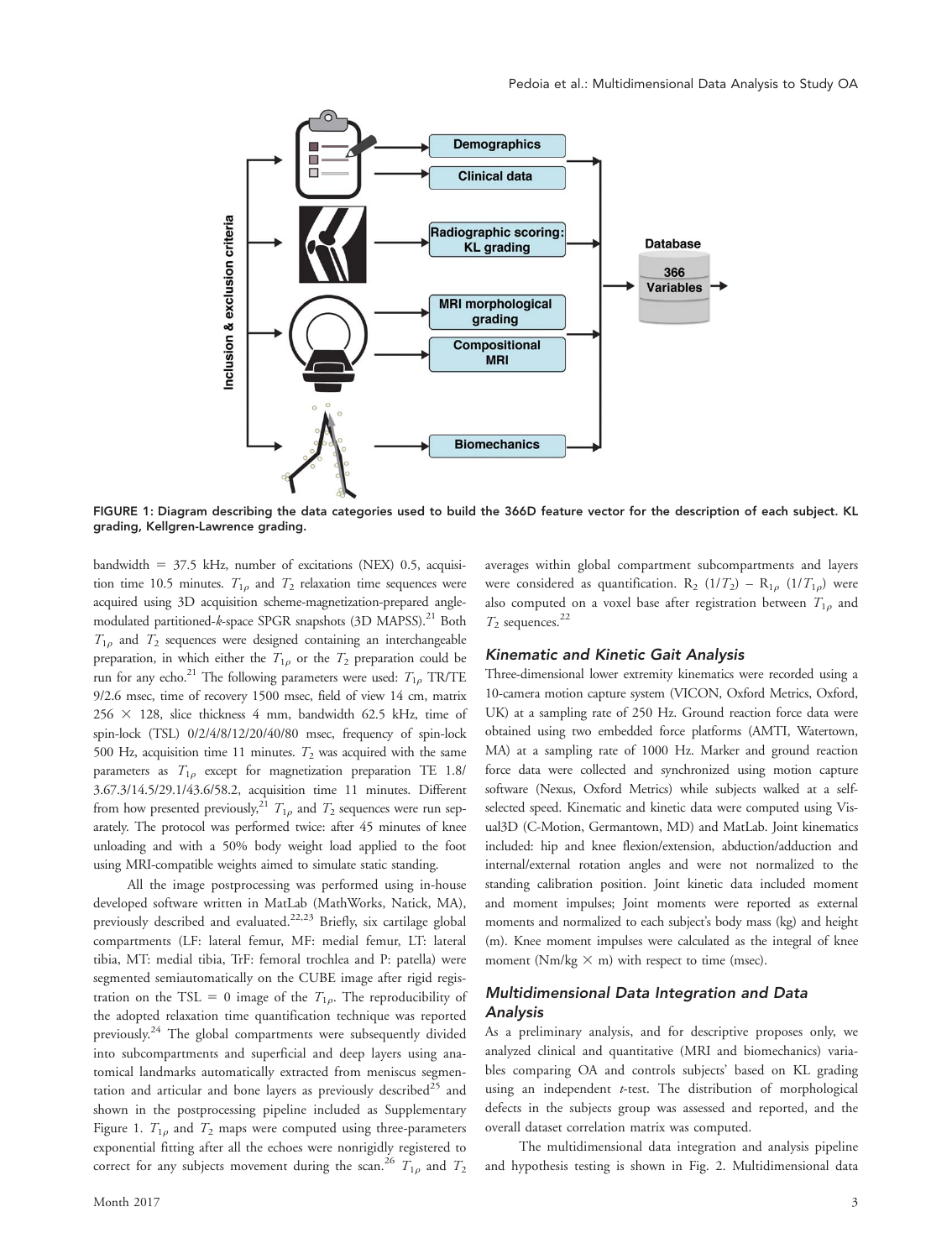FIGURE 1: Diagram describing the data categories used to build the 366D feature vector for the description of each subject. KL grading, Kellgren-Lawrence grading.

bandwidth = 37.5 kHz, number of excitations (NEX) 0.5, acquisition time 10.5 minutes. $T_{1\rho}$ and $T_2$ relaxation time sequences were acquired using 3D acquisition scheme-magnetization-prepared angle-modulated partitioned-*k*-space SPGR snapshots (3D MAPSS).[21] Both $T_{1\rho}$ and $T_2$ sequences were designed containing an interchangeable preparation, in which either the $T_{1\rho}$ or the $T_2$ preparation could be run for any echo.[21] The following parameters were used: $T_{1\rho}$ TR/TE 9/2.6 msec, time of recovery 1500 msec, field of view 14 cm, matrix 256 × 128, slice thickness 4 mm, bandwidth 62.5 kHz, time of spin-lock (TSL) 0/2/4/8/12/20/40/80 msec, frequency of spin-lock 500 Hz, acquisition time 11 minutes. $T_2$ was acquired with the same parameters as $T_{1\rho}$ except for magnetization preparation TE 1.8/3.67.3/14.5/29.1/43.6/58.2, acquisition time 11 minutes. Different from how presented previously,[21] $T_{1\rho}$ and $T_2$ sequences were run separately. The protocol was performed twice: after 45 minutes of knee unloading and with a 50% body weight load applied to the foot using MRI-compatible weights aimed to simulate static standing.

All the image postprocessing was performed using in-house developed software written in MatLab (MathWorks, Natick, MA), previously described and evaluated.[22,23] Briefly, six cartilage global compartments (LF: lateral femur, MF: medial femur, LT: lateral tibia, MT: medial tibia, TrF: femoral trochlea and P: patella) were segmented semiautomatically on the CUBE image after rigid registration on the TSL = 0 image of the $T_{1\rho}$. The reproducibility of the adopted relaxation time quantification technique was reported previously.[24] The global compartments were subsequently divided into subcompartments and superficial and deep layers using anatomical landmarks automatically extracted from meniscus segmentation and articular and bone layers as previously described[25] and shown in the postprocessing pipeline included as Supplementary Figure 1. $T_{1\rho}$ and $T_2$ maps were computed using three-parameters exponential fitting after all the echoes were nonrigidly registered to correct for any subjects movement during the scan.[26] $T_{1\rho}$ and $T_2$ averages within global compartment subcompartments and layers were considered as quantification. $R_2$ ($1/T_2$) – $R_{1\rho}$ ($1/T_{1\rho}$) were also computed on a voxel base after registration between $T_{1\rho}$ and $T_2$ sequences.[22]

### Kinematic and Kinetic Gait Analysis

Three-dimensional lower extremity kinematics were recorded using a 10-camera motion capture system (VICON, Oxford Metrics, Oxford, UK) at a sampling rate of 250 Hz. Ground reaction force data were obtained using two embedded force platforms (AMTI, Watertown, MA) at a sampling rate of 1000 Hz. Marker and ground reaction force data were collected and synchronized using motion capture software (Nexus, Oxford Metrics) while subjects walked at a self-selected speed. Kinematic and kinetic data were computed using Visual3D (C-Motion, Germantown, MD) and MatLab. Joint kinematics included: hip and knee flexion/extension, abduction/adduction and internal/external rotation angles and were not normalized to the standing calibration position. Joint kinetic data included moment and moment impulses; Joint moments were reported as external moments and normalized to each subject's body mass (kg) and height (m). Knee moment impulses were calculated as the integral of knee moment (Nm/kg × m) with respect to time (msec).

### Multidimensional Data Integration and Data Analysis

As a preliminary analysis, and for descriptive proposes only, we analyzed clinical and quantitative (MRI and biomechanics) variables comparing OA and controls subjects' based on KL grading using an independent *t*-test. The distribution of morphological defects in the subjects group was assessed and reported, and the overall dataset correlation matrix was computed.

The multidimensional data integration and analysis pipeline and hypothesis testing is shown in Fig. 2. Multidimensional data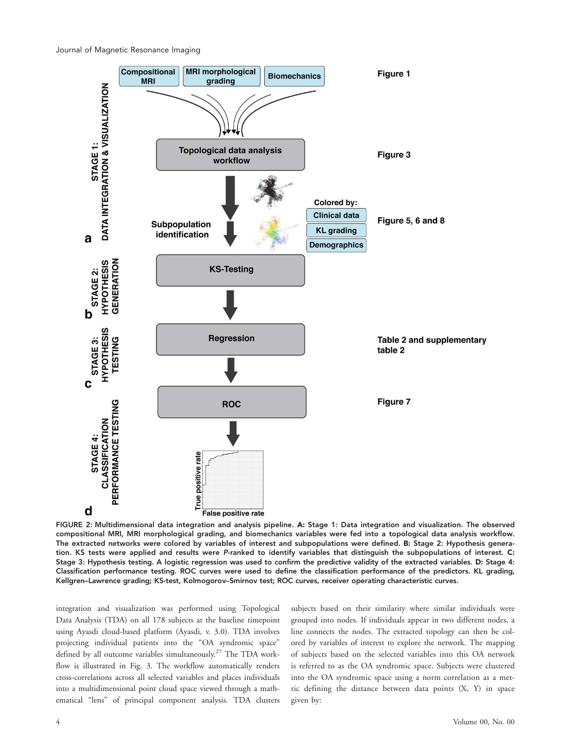FIGURE 2: Multidimensional data integration and analysis pipeline. A: Stage 1: Data integration and visualization. The observed compositional MRI, MRI morphological grading, and biomechanics variables were fed into a topological data analysis workflow. The extracted networks were colored by variables of interest and subpopulations were defined. B: Stage 2: Hypothesis generation. KS tests were applied and results were *P*-ranked to identify variables that distinguish the subpopulations of interest. C: Stage 3: Hypothesis testing. A logistic regression was used to confirm the predictive validity of the extracted variables. D: Stage 4: Classification performance testing. ROC curves were used to define the classification performance of the predictors. KL grading, Kellgren–Lawrence grading; KS-test, Kolmogorov–Smirnov test; ROC curves, receiver operating characteristic curves.

integration and visualization was performed using Topological Data Analysis (TDA) on all 178 subjects at the baseline timepoint using Ayasdi cloud-based platform (Ayasdi, v. 3.0). TDA involves projecting individual patients into the "OA syndromic space" defined by all outcome variables simultaneously.[27] The TDA workflow is illustrated in Fig. 3. The workflow automatically renders cross-correlations across all selected variables and places individuals into a multidimensional point cloud space viewed through a mathematical "lens" of principal component analysis. TDA clusters subjects based on their similarity where similar individuals were grouped into nodes. If individuals appear in two different nodes, a line connects the nodes. The extracted topology can then be colored by variables of interest to explore the network. The mapping of subjects based on the selected variables into this OA network is referred to as the OA syndromic space. Subjects were clustered into the OA syndromic space using a norm correlation as a metric defining the distance between data points (X, Y) in space given by: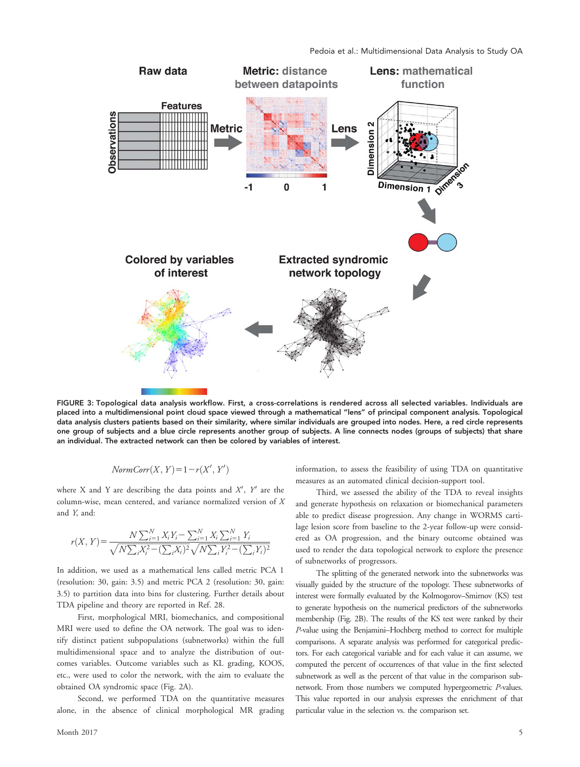FIGURE 3: Topological data analysis workflow. First, a cross-correlations is rendered across all selected variables. Individuals are placed into a multidimensional point cloud space viewed through a mathematical "lens" of principal component analysis. Topological data analysis clusters patients based on their similarity, where similar individuals are grouped into nodes. Here, a red circle represents one group of subjects and a blue circle represents another group of subjects. A line connects nodes (groups of subjects) that share an individual. The extracted network can then be colored by variables of interest.

$$NormCorr(X, Y) = 1 - r(X', Y')$$

where X and Y are describing the data points and $X'$, $Y'$ are the column-wise, mean centered, and variance normalized version of $X$ and $Y$, and:

$$r(X, Y) = \frac{N\sum_{i=1}^{N} X_i Y_i - \sum_{i=1}^{N} X_i \sum_{i=1}^{N} Y_i}{\sqrt{N\sum_i X_i^2 - (\sum_i X_i)^2}\sqrt{N\sum_i Y_i^2 - (\sum_i Y_i)^2}}$$

In addition, we used as a mathematical lens called metric PCA 1 (resolution: 30, gain: 3.5) and metric PCA 2 (resolution: 30, gain: 3.5) to partition data into bins for clustering. Further details about TDA pipeline and theory are reported in Ref. 28.

First, morphological MRI, biomechanics, and compositional MRI were used to define the OA network. The goal was to identify distinct patient subpopulations (subnetworks) within the full multidimensional space and to analyze the distribution of outcomes variables. Outcome variables such as KL grading, KOOS, etc., were used to color the network, with the aim to evaluate the obtained OA syndromic space (Fig. 2A).

Second, we performed TDA on the quantitative measures alone, in the absence of clinical morphological MR grading information, to assess the feasibility of using TDA on quantitative measures as an automated clinical decision-support tool.

Third, we assessed the ability of the TDA to reveal insights and generate hypothesis on relaxation or biomechanical parameters able to predict disease progression. Any change in WORMS cartilage lesion score from baseline to the 2-year follow-up were considered as OA progression, and the binary outcome obtained was used to render the data topological network to explore the presence of subnetworks of progressors.

The splitting of the generated network into the subnetworks was visually guided by the structure of the topology. These subnetworks of interest were formally evaluated by the Kolmogorov–Smirnov (KS) test to generate hypothesis on the numerical predictors of the subnetworks membership (Fig. 2B). The results of the KS test were ranked by their $P$-value using the Benjamini–Hochberg method to correct for multiple comparisons. A separate analysis was performed for categorical predictors. For each categorical variable and for each value it can assume, we computed the percent of occurrences of that value in the first selected subnetwork as well as the percent of that value in the comparison subnetwork. From those numbers we computed hypergeometric $P$-values. This value reported in our analysis expresses the enrichment of that particular value in the selection vs. the comparison set.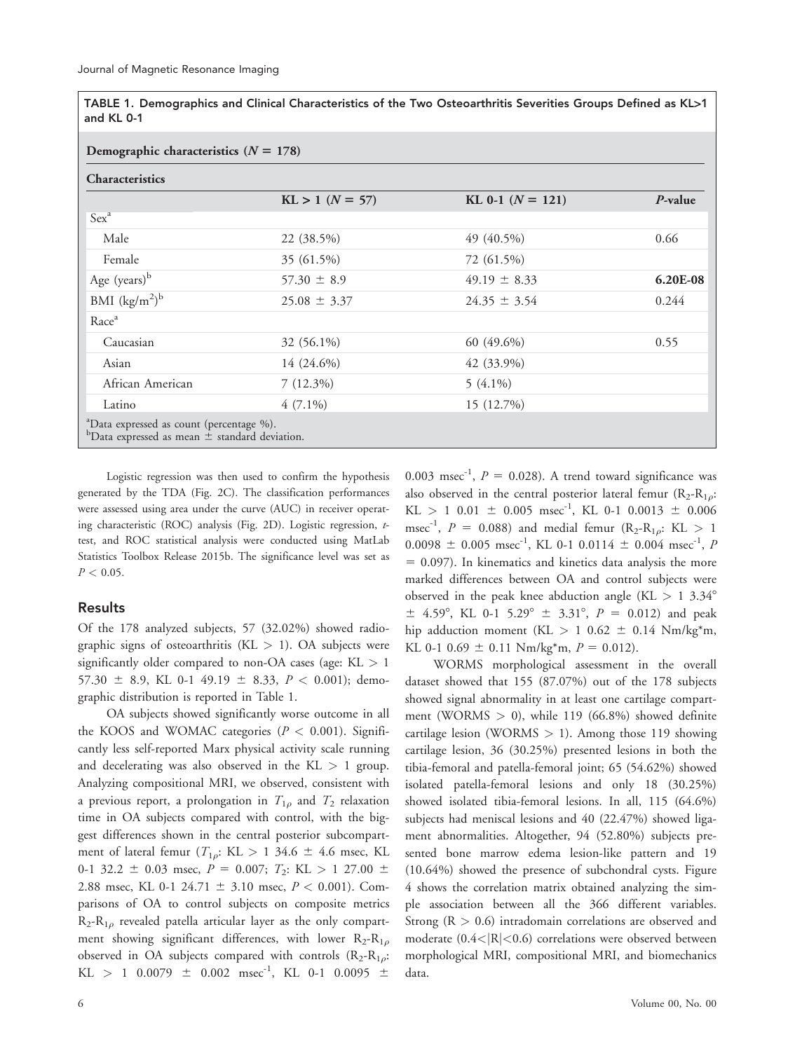TABLE 1. Demographics and Clinical Characteristics of the Two Osteoarthritis Severities Groups Defined as KL>1 and KL 0-1

| Demographic characteristics ($N$ = 178) | | | |
|---|---|---|---|
| **Characteristics** | | | |
| | **KL > 1 ($N$ = 57)** | **KL 0-1 ($N$ = 121)** | ***P*-value** |
| Sex[a] | | | |
| Male | 22 (38.5%) | 49 (40.5%) | 0.66 |
| Female | 35 (61.5%) | 72 (61.5%) | |
| Age (years)[b] | 57.30 ± 8.9 | 49.19 ± 8.33 | **6.20E-08** |
| BMI (kg/m$^2$)[b] | 25.08 ± 3.37 | 24.35 ± 3.54 | 0.244 |
| Race[a] | | | |
| Caucasian | 32 (56.1%) | 60 (49.6%) | 0.55 |
| Asian | 14 (24.6%) | 42 (33.9%) | |
| African American | 7 (12.3%) | 5 (4.1%) | |
| Latino | 4 (7.1%) | 15 (12.7%) | |

[a]Data expressed as count (percentage %).
[b]Data expressed as mean ± standard deviation.

Logistic regression was then used to confirm the hypothesis generated by the TDA (Fig. 2C). The classification performances were assessed using area under the curve (AUC) in receiver operating characteristic (ROC) analysis (Fig. 2D). Logistic regression, *t*-test, and ROC statistical analysis were conducted using MatLab Statistics Toolbox Release 2015b. The significance level was set as $P < 0.05$.

## Results

Of the 178 analyzed subjects, 57 (32.02%) showed radiographic signs of osteoarthritis (KL > 1). OA subjects were significantly older compared to non-OA cases (age: KL > 1 57.30 ± 8.9, KL 0-1 49.19 ± 8.33, $P < 0.001$); demographic distribution is reported in Table 1.

OA subjects showed significantly worse outcome in all the KOOS and WOMAC categories ($P < 0.001$). Significantly less self-reported Marx physical activity scale running and decelerating was also observed in the KL > 1 group. Analyzing compositional MRI, we observed, consistent with a previous report, a prolongation in $T_{1\rho}$ and $T_2$ relaxation time in OA subjects compared with control, with the biggest differences shown in the central posterior subcompartment of lateral femur ($T_{1\rho}$: KL > 1 34.6 ± 4.6 msec, KL 0-1 32.2 ± 0.03 msec, $P = 0.007$; $T_2$: KL > 1 27.00 ± 2.88 msec, KL 0-1 24.71 ± 3.10 msec, $P < 0.001$). Comparisons of OA to control subjects on composite metrics $R_2$-$R_{1\rho}$ revealed patella articular layer as the only compartment showing significant differences, with lower $R_2$-$R_{1\rho}$ observed in OA subjects compared with controls ($R_2$-$R_{1\rho}$: KL > 1 0.0079 ± 0.002 msec$^{-1}$, KL 0-1 0.0095 ± 0.003 msec$^{-1}$, $P = 0.028$). A trend toward significance was also observed in the central posterior lateral femur ($R_2$-$R_{1\rho}$: KL > 1 0.01 ± 0.005 msec$^{-1}$, KL 0-1 0.0013 ± 0.006 msec$^{-1}$, $P = 0.088$) and medial femur ($R_2$-$R_{1\rho}$: KL > 1 0.0098 ± 0.005 msec$^{-1}$, KL 0-1 0.0114 ± 0.004 msec$^{-1}$, $P = 0.097$). In kinematics and kinetics data analysis the more marked differences between OA and control subjects were observed in the peak knee abduction angle (KL > 1 3.34° ± 4.59°, KL 0-1 5.29° ± 3.31°, $P = 0.012$) and peak hip adduction moment (KL > 1 0.62 ± 0.14 Nm/kg*m, KL 0-1 0.69 ± 0.11 Nm/kg*m, $P = 0.012$).

WORMS morphological assessment in the overall dataset showed that 155 (87.07%) out of the 178 subjects showed signal abnormality in at least one cartilage compartment (WORMS > 0), while 119 (66.8%) showed definite cartilage lesion (WORMS > 1). Among those 119 showing cartilage lesion, 36 (30.25%) presented lesions in both the tibia-femoral and patella-femoral joint; 65 (54.62%) showed isolated patella-femoral lesions and only 18 (30.25%) showed isolated tibia-femoral lesions. In all, 115 (64.6%) subjects had meniscal lesions and 40 (22.47%) showed ligament abnormalities. Altogether, 94 (52.80%) subjects presented bone marrow edema lesion-like pattern and 19 (10.64%) showed the presence of subchondral cysts. Figure 4 shows the correlation matrix obtained analyzing the simple association between all the 366 different variables. Strong (R > 0.6) intradomain correlations are observed and moderate (0.4<|R|<0.6) correlations were observed between morphological MRI, compositional MRI, and biomechanics data.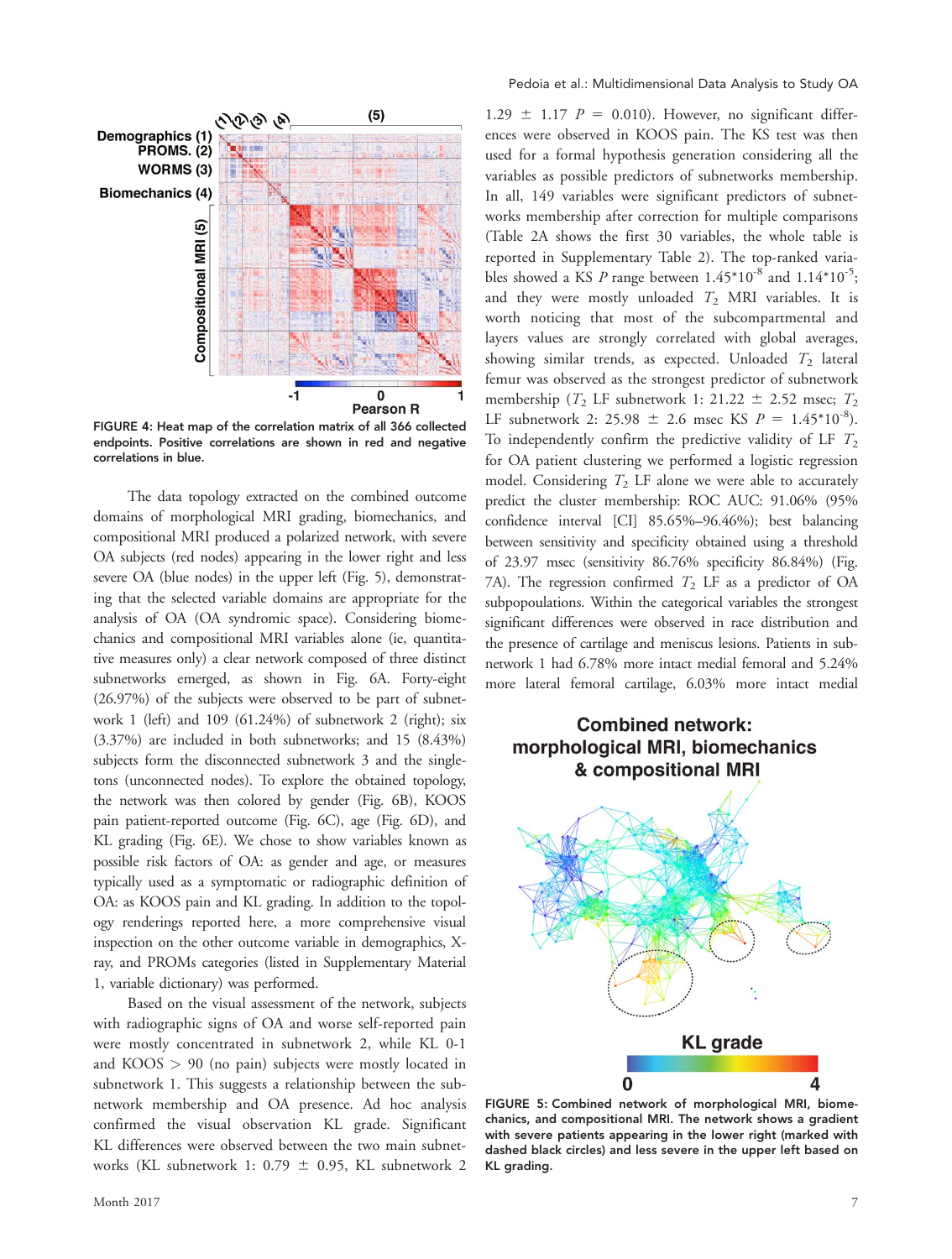FIGURE 4: Heat map of the correlation matrix of all 366 collected endpoints. Positive correlations are shown in red and negative correlations in blue.

The data topology extracted on the combined outcome domains of morphological MRI grading, biomechanics, and compositional MRI produced a polarized network, with severe OA subjects (red nodes) appearing in the lower right and less severe OA (blue nodes) in the upper left (Fig. 5), demonstrating that the selected variable domains are appropriate for the analysis of OA (OA syndromic space). Considering biomechanics and compositional MRI variables alone (ie, quantitative measures only) a clear network composed of three distinct subnetworks emerged, as shown in Fig. 6A. Forty-eight (26.97%) of the subjects were observed to be part of subnetwork 1 (left) and 109 (61.24%) of subnetwork 2 (right); six (3.37%) are included in both subnetworks; and 15 (8.43%) subjects form the disconnected subnetwork 3 and the singletons (unconnected nodes). To explore the obtained topology, the network was then colored by gender (Fig. 6B), KOOS pain patient-reported outcome (Fig. 6C), age (Fig. 6D), and KL grading (Fig. 6E). We chose to show variables known as possible risk factors of OA: as gender and age, or measures typically used as a symptomatic or radiographic definition of OA: as KOOS pain and KL grading. In addition to the topology renderings reported here, a more comprehensive visual inspection on the other outcome variable in demographics, X-ray, and PROMs categories (listed in Supplementary Material 1, variable dictionary) was performed.

Based on the visual assessment of the network, subjects with radiographic signs of OA and worse self-reported pain were mostly concentrated in subnetwork 2, while KL 0-1 and KOOS > 90 (no pain) subjects were mostly located in subnetwork 1. This suggests a relationship between the subnetwork membership and OA presence. Ad hoc analysis confirmed the visual observation KL grade. Significant KL differences were observed between the two main subnetworks (KL subnetwork 1: 0.79 ± 0.95, KL subnetwork 2 1.29 ± 1.17 $P$ = 0.010). However, no significant differences were observed in KOOS pain. The KS test was then used for a formal hypothesis generation considering all the variables as possible predictors of subnetworks membership. In all, 149 variables were significant predictors of subnetworks membership after correction for multiple comparisons (Table 2A shows the first 30 variables, the whole table is reported in Supplementary Table 2). The top-ranked variables showed a KS $P$ range between $1.45*10^{-8}$ and $1.14*10^{-5}$; and they were mostly unloaded $T_2$ MRI variables. It is worth noticing that most of the subcompartmental and layers values are strongly correlated with global averages, showing similar trends, as expected. Unloaded $T_2$ lateral femur was observed as the strongest predictor of subnetwork membership ($T_2$ LF subnetwork 1: 21.22 ± 2.52 msec; $T_2$ LF subnetwork 2: 25.98 ± 2.6 msec KS $P$ = $1.45*10^{-8}$). To independently confirm the predictive validity of LF $T_2$ for OA patient clustering we performed a logistic regression model. Considering $T_2$ LF alone we were able to accurately predict the cluster membership: ROC AUC: 91.06% (95% confidence interval [CI] 85.65%–96.46%); best balancing between sensitivity and specificity obtained using a threshold of 23.97 msec (sensitivity 86.76% specificity 86.84%) (Fig. 7A). The regression confirmed $T_2$ LF as a predictor of OA subpopulations. Within the categorical variables the strongest significant differences were observed in race distribution and the presence of cartilage and meniscus lesions. Patients in subnetwork 1 had 6.78% more intact medial femoral and 5.24% more lateral femoral cartilage, 6.03% more intact medial

FIGURE 5: Combined network of morphological MRI, biomechanics, and compositional MRI. The network shows a gradient with severe patients appearing in the lower right (marked with dashed black circles) and less severe in the upper left based on KL grading.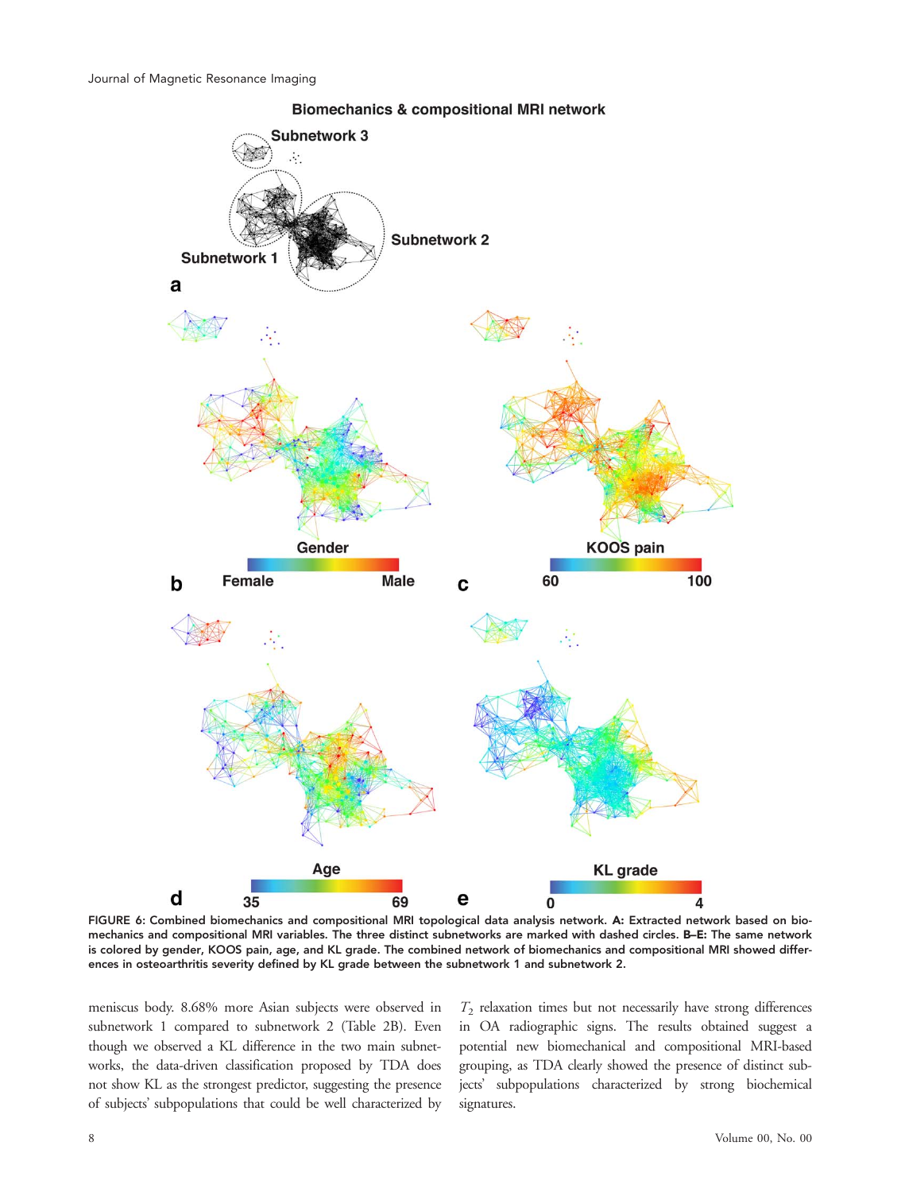**FIGURE 6:** Combined biomechanics and compositional MRI topological data analysis network. **A:** Extracted network based on biomechanics and compositional MRI variables. The three distinct subnetworks are marked with dashed circles. **B–E:** The same network is colored by gender, KOOS pain, age, and KL grade. The combined network of biomechanics and compositional MRI showed differences in osteoarthritis severity defined by KL grade between the subnetwork 1 and subnetwork 2.

meniscus body. 8.68% more Asian subjects were observed in subnetwork 1 compared to subnetwork 2 (Table 2B). Even though we observed a KL difference in the two main subnetworks, the data-driven classification proposed by TDA does not show KL as the strongest predictor, suggesting the presence of subjects' subpopulations that could be well characterized by $T_2$ relaxation times but not necessarily have strong differences in OA radiographic signs. The results obtained suggest a potential new biomechanical and compositional MRI-based grouping, as TDA clearly showed the presence of distinct subjects' subpopulations characterized by strong biochemical signatures.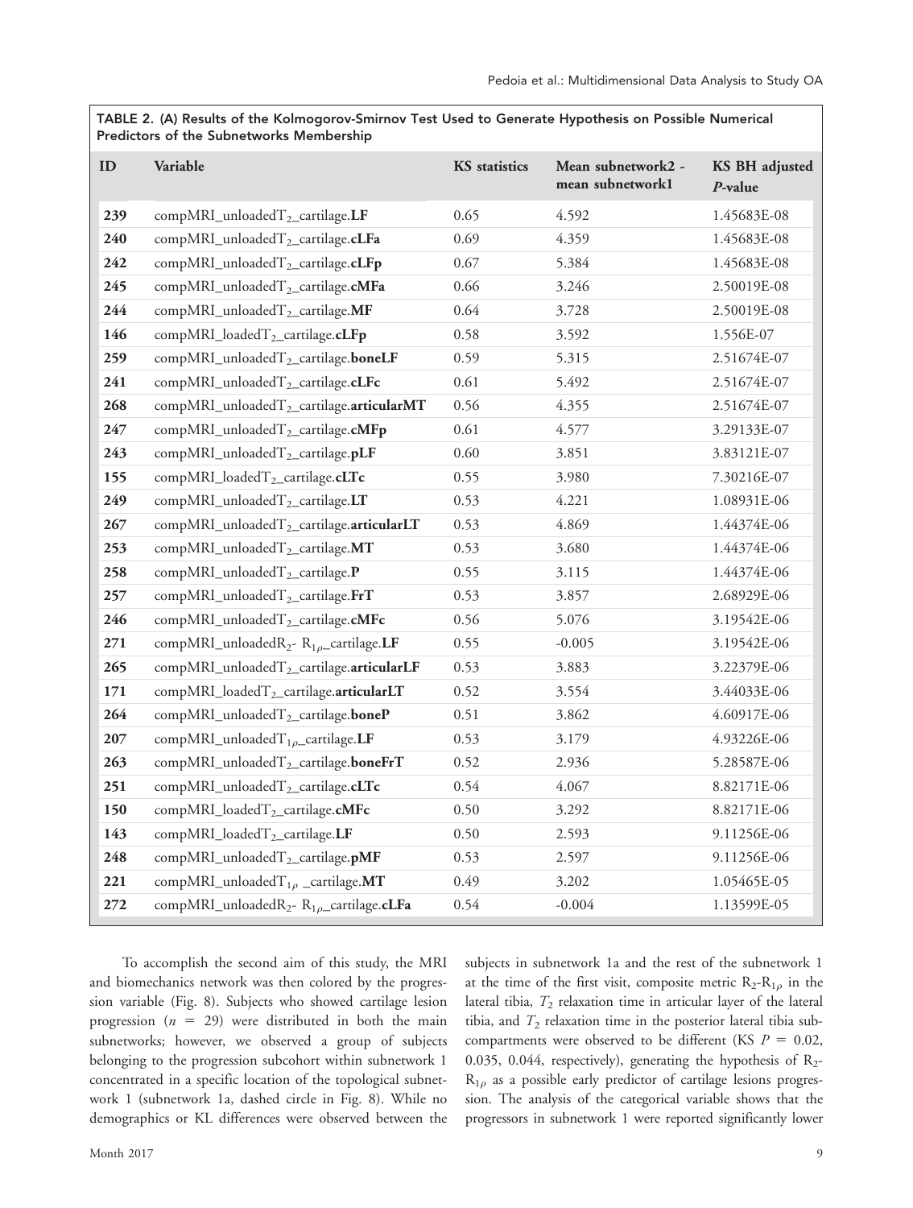TABLE 2. (A) Results of the Kolmogorov-Smirnov Test Used to Generate Hypothesis on Possible Numerical Predictors of the Subnetworks Membership

| ID | Variable | KS statistics | Mean subnetwork2 - mean subnetwork1 | KS BH adjusted $P$-value |
|---|---|---|---|---|
| 239 | compMRI_unloaded$T_2$_cartilage.**LF** | 0.65 | 4.592 | 1.45683E-08 |
| 240 | compMRI_unloaded$T_2$_cartilage.**cLFa** | 0.69 | 4.359 | 1.45683E-08 |
| 242 | compMRI_unloaded$T_2$_cartilage.**cLFp** | 0.67 | 5.384 | 1.45683E-08 |
| 245 | compMRI_unloaded$T_2$_cartilage.**cMFa** | 0.66 | 3.246 | 2.50019E-08 |
| 244 | compMRI_unloaded$T_2$_cartilage.**MF** | 0.64 | 3.728 | 2.50019E-08 |
| 146 | compMRI_loaded$T_2$_cartilage.**cLFp** | 0.58 | 3.592 | 1.556E-07 |
| 259 | compMRI_unloaded$T_2$_cartilage.**boneLF** | 0.59 | 5.315 | 2.51674E-07 |
| 241 | compMRI_unloaded$T_2$_cartilage.**cLFc** | 0.61 | 5.492 | 2.51674E-07 |
| 268 | compMRI_unloaded$T_2$_cartilage.**articularMT** | 0.56 | 4.355 | 2.51674E-07 |
| 247 | compMRI_unloaded$T_2$_cartilage.**cMFp** | 0.61 | 4.577 | 3.29133E-07 |
| 243 | compMRI_unloaded$T_2$_cartilage.**pLF** | 0.60 | 3.851 | 3.83121E-07 |
| 155 | compMRI_loaded$T_2$_cartilage.**cLTc** | 0.55 | 3.980 | 7.30216E-07 |
| 249 | compMRI_unloaded$T_2$_cartilage.**LT** | 0.53 | 4.221 | 1.08931E-06 |
| 267 | compMRI_unloaded$T_2$_cartilage.**articularLT** | 0.53 | 4.869 | 1.44374E-06 |
| 253 | compMRI_unloaded$T_2$_cartilage.**MT** | 0.53 | 3.680 | 1.44374E-06 |
| 258 | compMRI_unloaded$T_2$_cartilage.**P** | 0.55 | 3.115 | 1.44374E-06 |
| 257 | compMRI_unloaded$T_2$_cartilage.**FrT** | 0.53 | 3.857 | 2.68929E-06 |
| 246 | compMRI_unloaded$T_2$_cartilage.**cMFc** | 0.56 | 5.076 | 3.19542E-06 |
| 271 | compMRI_unloaded$R_2$- $R_{1\rho}$_cartilage.**LF** | 0.55 | -0.005 | 3.19542E-06 |
| 265 | compMRI_unloaded$T_2$_cartilage.**articularLF** | 0.53 | 3.883 | 3.22379E-06 |
| 171 | compMRI_loaded$T_2$_cartilage.**articularLT** | 0.52 | 3.554 | 3.44033E-06 |
| 264 | compMRI_unloaded$T_2$_cartilage.**boneP** | 0.51 | 3.862 | 4.60917E-06 |
| 207 | compMRI_unloaded$T_{1\rho}$_cartilage.**LF** | 0.53 | 3.179 | 4.93226E-06 |
| 263 | compMRI_unloaded$T_2$_cartilage.**boneFrT** | 0.52 | 2.936 | 5.28587E-06 |
| 251 | compMRI_unloaded$T_2$_cartilage.**cLTc** | 0.54 | 4.067 | 8.82171E-06 |
| 150 | compMRI_loaded$T_2$_cartilage.**cMFc** | 0.50 | 3.292 | 8.82171E-06 |
| 143 | compMRI_loaded$T_2$_cartilage.**LF** | 0.50 | 2.593 | 9.11256E-06 |
| 248 | compMRI_unloaded$T_2$_cartilage.**pMF** | 0.53 | 2.597 | 9.11256E-06 |
| 221 | compMRI_unloaded$T_{1\rho}$ _cartilage.**MT** | 0.49 | 3.202 | 1.05465E-05 |
| 272 | compMRI_unloaded$R_2$- $R_{1\rho}$_cartilage.**cLFa** | 0.54 | -0.004 | 1.13599E-05 |

To accomplish the second aim of this study, the MRI and biomechanics network was then colored by the progression variable (Fig. 8). Subjects who showed cartilage lesion progression ($n = 29$) were distributed in both the main subnetworks; however, we observed a group of subjects belonging to the progression subcohort within subnetwork 1 concentrated in a specific location of the topological subnetwork 1 (subnetwork 1a, dashed circle in Fig. 8). While no demographics or KL differences were observed between the subjects in subnetwork 1a and the rest of the subnetwork 1 at the time of the first visit, composite metric $R_2$-$R_{1\rho}$ in the lateral tibia, $T_2$ relaxation time in articular layer of the lateral tibia, and $T_2$ relaxation time in the posterior lateral tibia subcompartments were observed to be different (KS $P = 0.02$, 0.035, 0.044, respectively), generating the hypothesis of $R_2$-$R_{1\rho}$ as a possible early predictor of cartilage lesions progression. The analysis of the categorical variable shows that the progressors in subnetwork 1 were reported significantly lower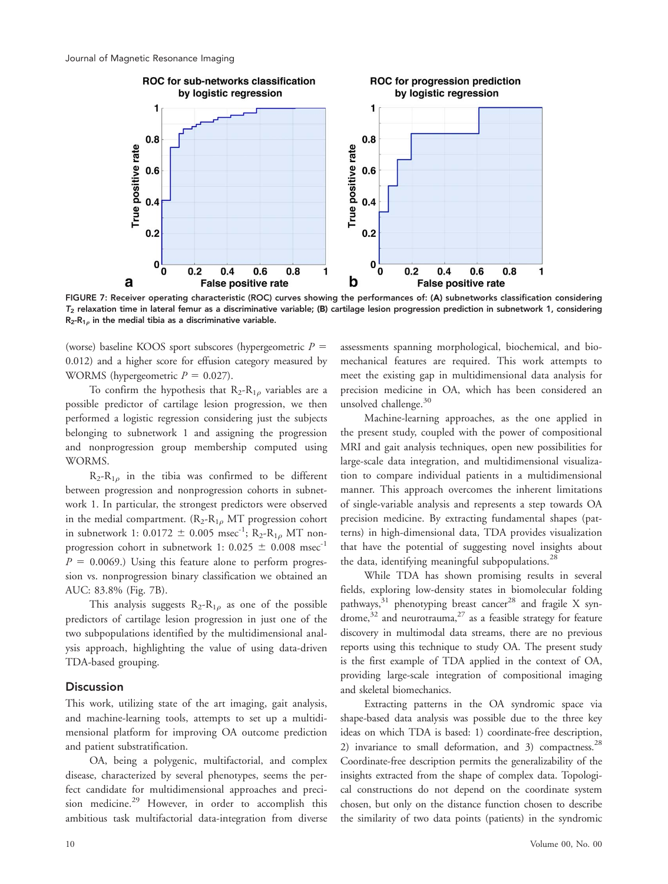FIGURE 7: Receiver operating characteristic (ROC) curves showing the performances of: (A) subnetworks classification considering $T_2$ relaxation time in lateral femur as a discriminative variable; (B) cartilage lesion progression prediction in subnetwork 1, considering $R_2$-$R_{1\rho}$ in the medial tibia as a discriminative variable.

(worse) baseline KOOS sport subscores (hypergeometric $P = 0.012$) and a higher score for effusion category measured by WORMS (hypergeometric $P = 0.027$).

To confirm the hypothesis that $R_2$-$R_{1\rho}$ variables are a possible predictor of cartilage lesion progression, we then performed a logistic regression considering just the subjects belonging to subnetwork 1 and assigning the progression and nonprogression group membership computed using WORMS.

$R_2$-$R_{1\rho}$ in the tibia was confirmed to be different between progression and nonprogression cohorts in subnetwork 1. In particular, the strongest predictors were observed in the medial compartment. ($R_2$-$R_{1\rho}$ MT progression cohort in subnetwork 1: 0.0172 ± 0.005 msec$^{-1}$; $R_2$-$R_{1\rho}$ MT nonprogression cohort in subnetwork 1: 0.025 ± 0.008 msec$^{-1}$ $P = 0.0069$.) Using this feature alone to perform progression vs. nonprogression binary classification we obtained an AUC: 83.8% (Fig. 7B).

This analysis suggests $R_2$-$R_{1\rho}$ as one of the possible predictors of cartilage lesion progression in just one of the two subpopulations identified by the multidimensional analysis approach, highlighting the value of using data-driven TDA-based grouping.

## Discussion

This work, utilizing state of the art imaging, gait analysis, and machine-learning tools, attempts to set up a multidimensional platform for improving OA outcome prediction and patient substratification.

OA, being a polygenic, multifactorial, and complex disease, characterized by several phenotypes, seems the perfect candidate for multidimensional approaches and precision medicine.[29] However, in order to accomplish this ambitious task multifactorial data-integration from diverse assessments spanning morphological, biochemical, and biomechanical features are required. This work attempts to meet the existing gap in multidimensional data analysis for precision medicine in OA, which has been considered an unsolved challenge.[30]

Machine-learning approaches, as the one applied in the present study, coupled with the power of compositional MRI and gait analysis techniques, open new possibilities for large-scale data integration, and multidimensional visualization to compare individual patients in a multidimensional manner. This approach overcomes the inherent limitations of single-variable analysis and represents a step towards OA precision medicine. By extracting fundamental shapes (patterns) in high-dimensional data, TDA provides visualization that have the potential of suggesting novel insights about the data, identifying meaningful subpopulations.[28]

While TDA has shown promising results in several fields, exploring low-density states in biomolecular folding pathways,[31] phenotyping breast cancer[28] and fragile X syndrome,[32] and neurotrauma,[27] as a feasible strategy for feature discovery in multimodal data streams, there are no previous reports using this technique to study OA. The present study is the first example of TDA applied in the context of OA, providing large-scale integration of compositional imaging and skeletal biomechanics.

Extracting patterns in the OA syndromic space via shape-based data analysis was possible due to the three key ideas on which TDA is based: 1) coordinate-free description, 2) invariance to small deformation, and 3) compactness.[28] Coordinate-free description permits the generalizability of the insights extracted from the shape of complex data. Topological constructions do not depend on the coordinate system chosen, but only on the distance function chosen to describe the similarity of two data points (patients) in the syndromic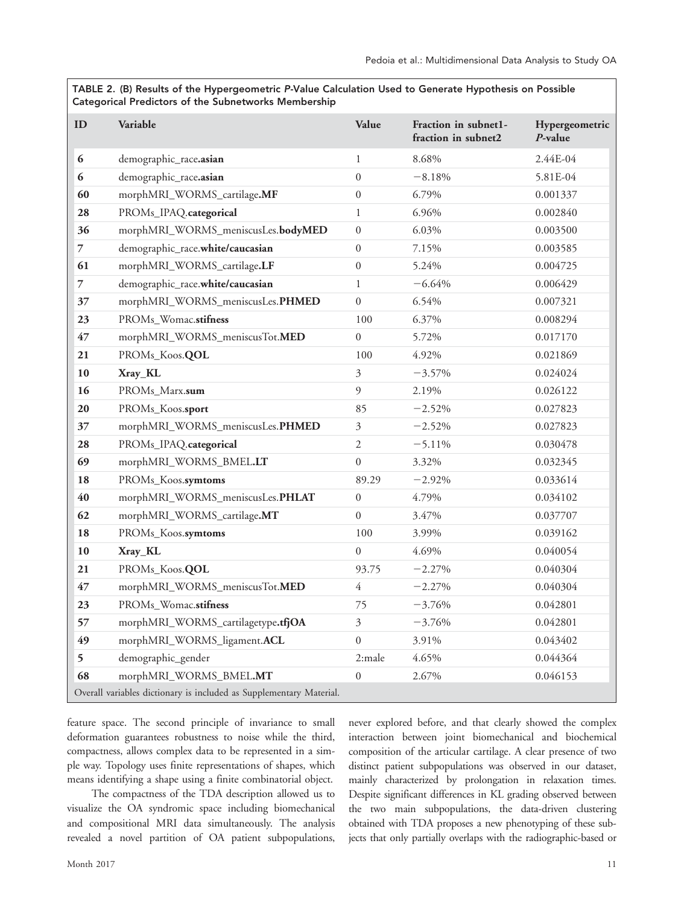TABLE 2. (B) Results of the Hypergeometric *P*-Value Calculation Used to Generate Hypothesis on Possible Categorical Predictors of the Subnetworks Membership

| ID | Variable | Value | Fraction in subnet1-fraction in subnet2 | Hypergeometric *P*-value |
|---|---|---|---|---|
| 6 | demographic_race.**asian** | 1 | 8.68% | 2.44E-04 |
| 6 | demographic_race.**asian** | 0 | −8.18% | 5.81E-04 |
| 60 | morphMRI_WORMS_cartilage.**MF** | 0 | 6.79% | 0.001337 |
| 28 | PROMs_IPAQ.**categorical** | 1 | 6.96% | 0.002840 |
| 36 | morphMRI_WORMS_meniscusLes.**bodyMED** | 0 | 6.03% | 0.003500 |
| 7 | demographic_race.**white/caucasian** | 0 | 7.15% | 0.003585 |
| 61 | morphMRI_WORMS_cartilage.**LF** | 0 | 5.24% | 0.004725 |
| 7 | demographic_race.**white/caucasian** | 1 | −6.64% | 0.006429 |
| 37 | morphMRI_WORMS_meniscusLes.**PHMED** | 0 | 6.54% | 0.007321 |
| 23 | PROMs_Womac.**stifness** | 100 | 6.37% | 0.008294 |
| 47 | morphMRI_WORMS_meniscusTot.**MED** | 0 | 5.72% | 0.017170 |
| 21 | PROMs_Koos.**QOL** | 100 | 4.92% | 0.021869 |
| 10 | **Xray_KL** | 3 | −3.57% | 0.024024 |
| 16 | PROMs_Marx.**sum** | 9 | 2.19% | 0.026122 |
| 20 | PROMs_Koos.**sport** | 85 | −2.52% | 0.027823 |
| 37 | morphMRI_WORMS_meniscusLes.**PHMED** | 3 | −2.52% | 0.027823 |
| 28 | PROMs_IPAQ.**categorical** | 2 | −5.11% | 0.030478 |
| 69 | morphMRI_WORMS_BMEL.**LT** | 0 | 3.32% | 0.032345 |
| 18 | PROMs_Koos.**symtoms** | 89.29 | −2.92% | 0.033614 |
| 40 | morphMRI_WORMS_meniscusLes.**PHLAT** | 0 | 4.79% | 0.034102 |
| 62 | morphMRI_WORMS_cartilage.**MT** | 0 | 3.47% | 0.037707 |
| 18 | PROMs_Koos.**symtoms** | 100 | 3.99% | 0.039162 |
| 10 | **Xray_KL** | 0 | 4.69% | 0.040054 |
| 21 | PROMs_Koos.**QOL** | 93.75 | −2.27% | 0.040304 |
| 47 | morphMRI_WORMS_meniscusTot.**MED** | 4 | −2.27% | 0.040304 |
| 23 | PROMs_Womac.**stifness** | 75 | −3.76% | 0.042801 |
| 57 | morphMRI_WORMS_cartilagetype.**tfjOA** | 3 | −3.76% | 0.042801 |
| 49 | morphMRI_WORMS_ligament.**ACL** | 0 | 3.91% | 0.043402 |
| 5 | demographic_gender | 2:male | 4.65% | 0.044364 |
| 68 | morphMRI_WORMS_BMEL.**MT** | 0 | 2.67% | 0.046153 |

Overall variables dictionary is included as Supplementary Material.

feature space. The second principle of invariance to small deformation guarantees robustness to noise while the third, compactness, allows complex data to be represented in a simple way. Topology uses finite representations of shapes, which means identifying a shape using a finite combinatorial object.

The compactness of the TDA description allowed us to visualize the OA syndromic space including biomechanical and compositional MRI data simultaneously. The analysis revealed a novel partition of OA patient subpopulations, never explored before, and that clearly showed the complex interaction between joint biomechanical and biochemical composition of the articular cartilage. A clear presence of two distinct patient subpopulations was observed in our dataset, mainly characterized by prolongation in relaxation times. Despite significant differences in KL grading observed between the two main subpopulations, the data-driven clustering obtained with TDA proposes a new phenotyping of these subjects that only partially overlaps with the radiographic-based or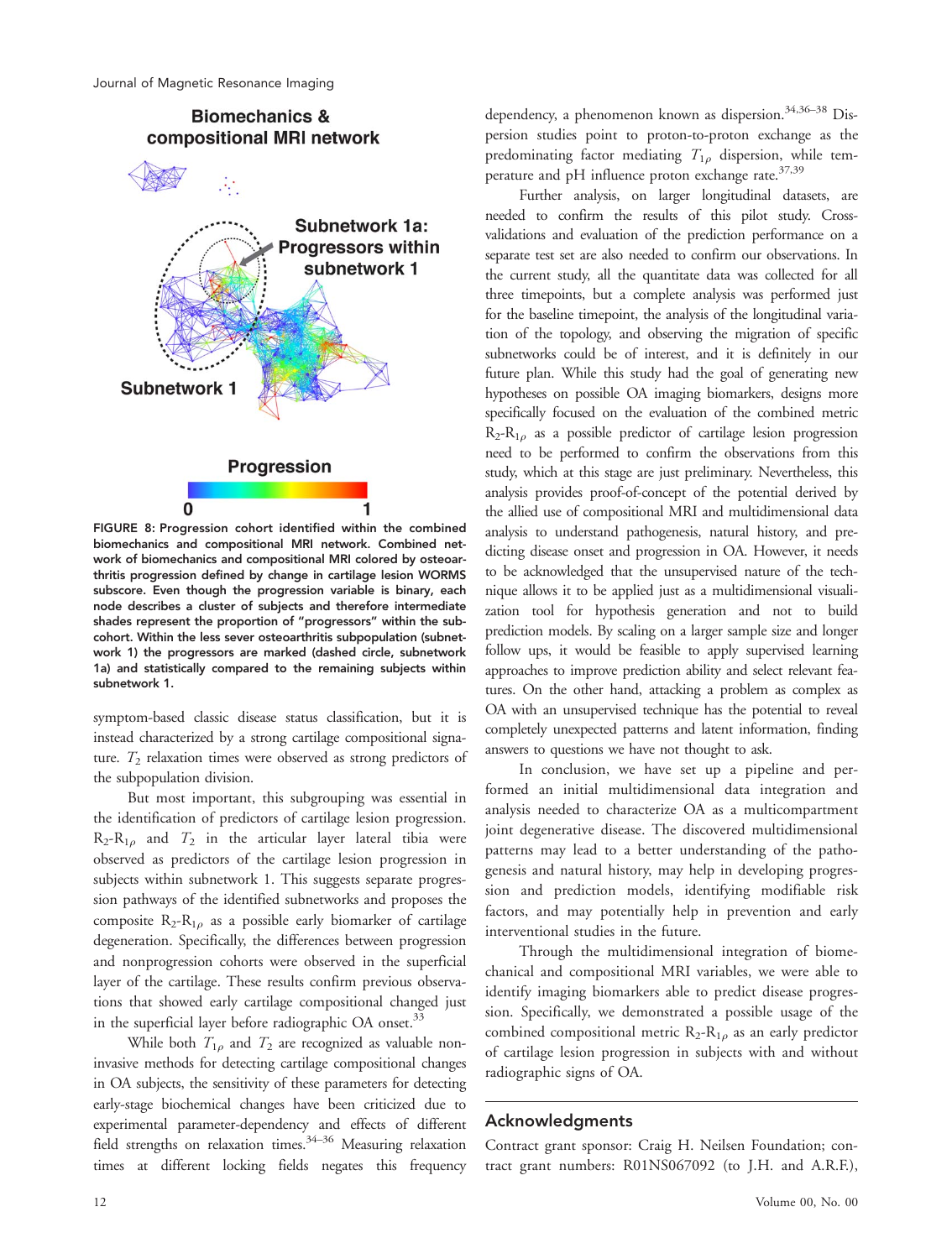FIGURE 8: Progression cohort identified within the combined biomechanics and compositional MRI network. Combined network of biomechanics and compositional MRI colored by osteoarthritis progression defined by change in cartilage lesion WORMS subscore. Even though the progression variable is binary, each node describes a cluster of subjects and therefore intermediate shades represent the proportion of "progressors" within the subcohort. Within the less sever osteoarthritis subpopulation (subnetwork 1) the progressors are marked (dashed circle, subnetwork 1a) and statistically compared to the remaining subjects within subnetwork 1.

symptom-based classic disease status classification, but it is instead characterized by a strong cartilage compositional signature. $T_2$ relaxation times were observed as strong predictors of the subpopulation division.

But most important, this subgrouping was essential in the identification of predictors of cartilage lesion progression. $R_2$-$R_{1\rho}$ and $T_2$ in the articular layer lateral tibia were observed as predictors of the cartilage lesion progression in subjects within subnetwork 1. This suggests separate progression pathways of the identified subnetworks and proposes the composite $R_2$-$R_{1\rho}$ as a possible early biomarker of cartilage degeneration. Specifically, the differences between progression and nonprogression cohorts were observed in the superficial layer of the cartilage. These results confirm previous observations that showed early cartilage compositional changed just in the superficial layer before radiographic OA onset.[33]

While both $T_{1\rho}$ and $T_2$ are recognized as valuable noninvasive methods for detecting cartilage compositional changes in OA subjects, the sensitivity of these parameters for detecting early-stage biochemical changes have been criticized due to experimental parameter-dependency and effects of different field strengths on relaxation times.[34–36] Measuring relaxation times at different locking fields negates this frequency dependency, a phenomenon known as dispersion.[34,36–38] Dispersion studies point to proton-to-proton exchange as the predominating factor mediating $T_{1\rho}$ dispersion, while temperature and pH influence proton exchange rate.[37,39]

Further analysis, on larger longitudinal datasets, are needed to confirm the results of this pilot study. Cross-validations and evaluation of the prediction performance on a separate test set are also needed to confirm our observations. In the current study, all the quantitate data was collected for all three timepoints, but a complete analysis was performed just for the baseline timepoint, the analysis of the longitudinal variation of the topology, and observing the migration of specific subnetworks could be of interest, and it is definitely in our future plan. While this study had the goal of generating new hypotheses on possible OA imaging biomarkers, designs more specifically focused on the evaluation of the combined metric $R_2$-$R_{1\rho}$ as a possible predictor of cartilage lesion progression need to be performed to confirm the observations from this study, which at this stage are just preliminary. Nevertheless, this analysis provides proof-of-concept of the potential derived by the allied use of compositional MRI and multidimensional data analysis to understand pathogenesis, natural history, and predicting disease onset and progression in OA. However, it needs to be acknowledged that the unsupervised nature of the technique allows it to be applied just as a multidimensional visualization tool for hypothesis generation and not to build prediction models. By scaling on a larger sample size and longer follow ups, it would be feasible to apply supervised learning approaches to improve prediction ability and select relevant features. On the other hand, attacking a problem as complex as OA with an unsupervised technique has the potential to reveal completely unexpected patterns and latent information, finding answers to questions we have not thought to ask.

In conclusion, we have set up a pipeline and performed an initial multidimensional data integration and analysis needed to characterize OA as a multicompartment joint degenerative disease. The discovered multidimensional patterns may lead to a better understanding of the pathogenesis and natural history, may help in developing progression and prediction models, identifying modifiable risk factors, and may potentially help in prevention and early interventional studies in the future.

Through the multidimensional integration of biomechanical and compositional MRI variables, we were able to identify imaging biomarkers able to predict disease progression. Specifically, we demonstrated a possible usage of the combined compositional metric $R_2$-$R_{1\rho}$ as an early predictor of cartilage lesion progression in subjects with and without radiographic signs of OA.

## Acknowledgments

Contract grant sponsor: Craig H. Neilsen Foundation; contract grant numbers: R01NS067092 (to J.H. and A.R.F.),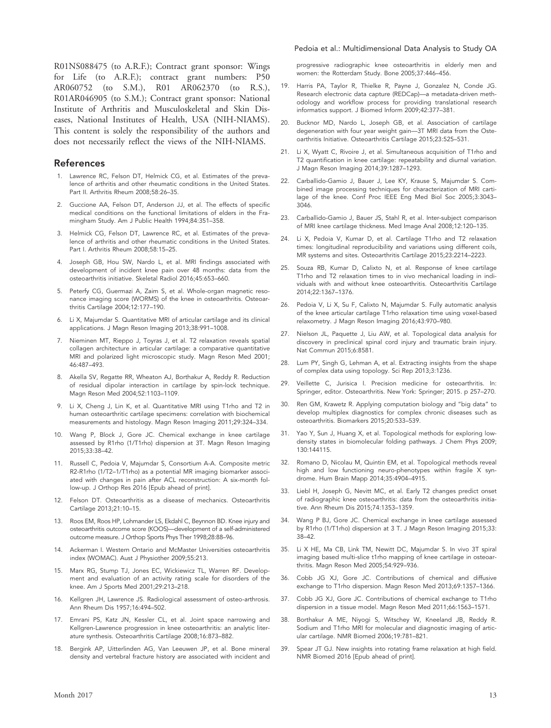R01NS088475 (to A.R.F.); Contract grant sponsor: Wings for Life (to A.R.F.); contract grant numbers: P50 AR060752 (to S.M.), R01 AR062370 (to R.S.), R01AR046905 (to S.M.); Contract grant sponsor: National Institute of Arthritis and Musculoskeletal and Skin Diseases, National Institutes of Health, USA (NIH-NIAMS). This content is solely the responsibility of the authors and does not necessarily reflect the views of the NIH-NIAMS.

## References

1. Lawrence RC, Felson DT, Helmick CG, et al. Estimates of the prevalence of arthritis and other rheumatic conditions in the United States. Part II. Arthritis Rheum 2008;58:26–35.
2. Guccione AA, Felson DT, Anderson JJ, et al. The effects of specific medical conditions on the functional limitations of elders in the Framingham Study. Am J Public Health 1994;84:351–358.
3. Helmick CG, Felson DT, Lawrence RC, et al. Estimates of the prevalence of arthritis and other rheumatic conditions in the United States. Part I. Arthritis Rheum 2008;58:15–25.
4. Joseph GB, Hou SW, Nardo L, et al. MRI findings associated with development of incident knee pain over 48 months: data from the osteoarthritis initiative. Skeletal Radiol 2016;45:653–660.
5. Peterfy CG, Guermazi A, Zaim S, et al. Whole-organ magnetic resonance imaging score (WORMS) of the knee in osteoarthritis. Osteoarthritis Cartilage 2004;12:177–190.
6. Li X, Majumdar S. Quantitative MRI of articular cartilage and its clinical applications. J Magn Reson Imaging 2013;38:991–1008.
7. Nieminen MT, Rieppo J, Toyras J, et al. T2 relaxation reveals spatial collagen architecture in articular cartilage: a comparative quantitative MRI and polarized light microscopic study. Magn Reson Med 2001; 46:487–493.
8. Akella SV, Regatte RR, Wheaton AJ, Borthakur A, Reddy R. Reduction of residual dipolar interaction in cartilage by spin-lock technique. Magn Reson Med 2004;52:1103–1109.
9. Li X, Cheng J, Lin K, et al. Quantitative MRI using T1rho and T2 in human osteoarthritic cartilage specimens: correlation with biochemical measurements and histology. Magn Reson Imaging 2011;29:324–334.
10. Wang P, Block J, Gore JC. Chemical exchange in knee cartilage assessed by R1rho (1/T1rho) dispersion at 3T. Magn Reson Imaging 2015;33:38–42.
11. Russell C, Pedoia V, Majumdar S, Consortium A-A. Composite metric R2-R1rho (1/T2–1/T1rho) as a potential MR imaging biomarker associated with changes in pain after ACL reconstruction: A six-month follow-up. J Orthop Res 2016 [Epub ahead of print].
12. Felson DT. Osteoarthritis as a disease of mechanics. Osteoarthritis Cartilage 2013;21:10–15.
13. Roos EM, Roos HP, Lohmander LS, Ekdahl C, Beynnon BD. Knee injury and osteoarthritis outcome score (KOOS)—development of a self-administered outcome measure. J Orthop Sports Phys Ther 1998;28:88–96.
14. Ackerman I. Western Ontario and McMaster Universities osteoarthritis index (WOMAC). Aust J Physiother 2009;55:213.
15. Marx RG, Stump TJ, Jones EC, Wickiewicz TL, Warren RF. Development and evaluation of an activity rating scale for disorders of the knee. Am J Sports Med 2001;29:213–218.
16. Kellgren JH, Lawrence JS. Radiological assessment of osteo-arthrosis. Ann Rheum Dis 1957;16:494–502.
17. Emrani PS, Katz JN, Kessler CL, et al. Joint space narrowing and Kellgren-Lawrence progression in knee osteoarthritis: an analytic literature synthesis. Osteoarthritis Cartilage 2008;16:873–882.
18. Bergink AP, Uitterlinden AG, Van Leeuwen JP, et al. Bone mineral density and vertebral fracture history are associated with incident and progressive radiographic knee osteoarthritis in elderly men and women: the Rotterdam Study. Bone 2005;37:446–456.
19. Harris PA, Taylor R, Thielke R, Payne J, Gonzalez N, Conde JG. Research electronic data capture (REDCap)—a metadata-driven methodology and workflow process for providing translational research informatics support. J Biomed Inform 2009;42:377–381.
20. Bucknor MD, Nardo L, Joseph GB, et al. Association of cartilage degeneration with four year weight gain—3T MRI data from the Osteoarthritis Initiative. Osteoarthritis Cartilage 2015;23:525–531.
21. Li X, Wyatt C, Rivoire J, et al. Simultaneous acquisition of T1rho and T2 quantification in knee cartilage: repeatability and diurnal variation. J Magn Reson Imaging 2014;39:1287–1293.
22. Carballido-Gamio J, Bauer J, Lee KY, Krause S, Majumdar S. Combined image processing techniques for characterization of MRI cartilage of the knee. Conf Proc IEEE Eng Med Biol Soc 2005;3:3043–3046.
23. Carballido-Gamio J, Bauer JS, Stahl R, et al. Inter-subject comparison of MRI knee cartilage thickness. Med Image Anal 2008;12:120–135.
24. Li X, Pedoia V, Kumar D, et al. Cartilage T1rho and T2 relaxation times: longitudinal reproducibility and variations using different coils, MR systems and sites. Osteoarthritis Cartilage 2015;23:2214–2223.
25. Souza RB, Kumar D, Calixto N, et al. Response of knee cartilage T1rho and T2 relaxation times to in vivo mechanical loading in individuals with and without knee osteoarthritis. Osteoarthritis Cartilage 2014;22:1367–1376.
26. Pedoia V, Li X, Su F, Calixto N, Majumdar S. Fully automatic analysis of the knee articular cartilage T1rho relaxation time using voxel-based relaxometry. J Magn Reson Imaging 2016;43:970–980.
27. Nielson JL, Paquette J, Liu AW, et al. Topological data analysis for discovery in preclinical spinal cord injury and traumatic brain injury. Nat Commun 2015;6:8581.
28. Lum PY, Singh G, Lehman A, et al. Extracting insights from the shape of complex data using topology. Sci Rep 2013;3:1236.
29. Veillette C, Jurisica I. Precision medicine for osteoarthritis. In: Springer, editor. Osteoarthritis. New York: Springer; 2015. p 257–270.
30. Ren GM, Krawetz R. Applying computation biology and "big data" to develop multiplex diagnostics for complex chronic diseases such as osteoarthritis. Biomarkers 2015;20:533–539.
31. Yao Y, Sun J, Huang X, et al. Topological methods for exploring low-density states in biomolecular folding pathways. J Chem Phys 2009; 130:144115.
32. Romano D, Nicolau M, Quintin EM, et al. Topological methods reveal high and low functioning neuro-phenotypes within fragile X syndrome. Hum Brain Mapp 2014;35:4904–4915.
33. Liebl H, Joseph G, Nevitt MC, et al. Early T2 changes predict onset of radiographic knee osteoarthritis: data from the osteoarthritis initiative. Ann Rheum Dis 2015;74:1353–1359.
34. Wang P BJ, Gore JC. Chemical exchange in knee cartilage assessed by R1rho (1/T1rho) dispersion at 3 T. J Magn Reson Imaging 2015;33: 38–42.
35. Li X HE, Ma CB, Link TM, Newitt DC, Majumdar S. In vivo 3T spiral imaging based multi-slice t1rho mapping of knee cartilage in osteoarthritis. Magn Reson Med 2005;54:929–936.
36. Cobb JG XJ, Gore JC. Contributions of chemical and diffusive exchange to T1rho dispersion. Magn Reson Med 2013;69:1357–1366.
37. Cobb JG XJ, Gore JC. Contributions of chemical exchange to T1rho dispersion in a tissue model. Magn Reson Med 2011;66:1563–1571.
38. Borthakur A ME, Niyogi S, Witschey W, Kneeland JB, Reddy R. Sodium and T1rho MRI for molecular and diagnostic imaging of articular cartilage. NMR Biomed 2006;19:781–821.
39. Spear JT GJ. New insights into rotating frame relaxation at high field. NMR Biomed 2016 [Epub ahead of print].